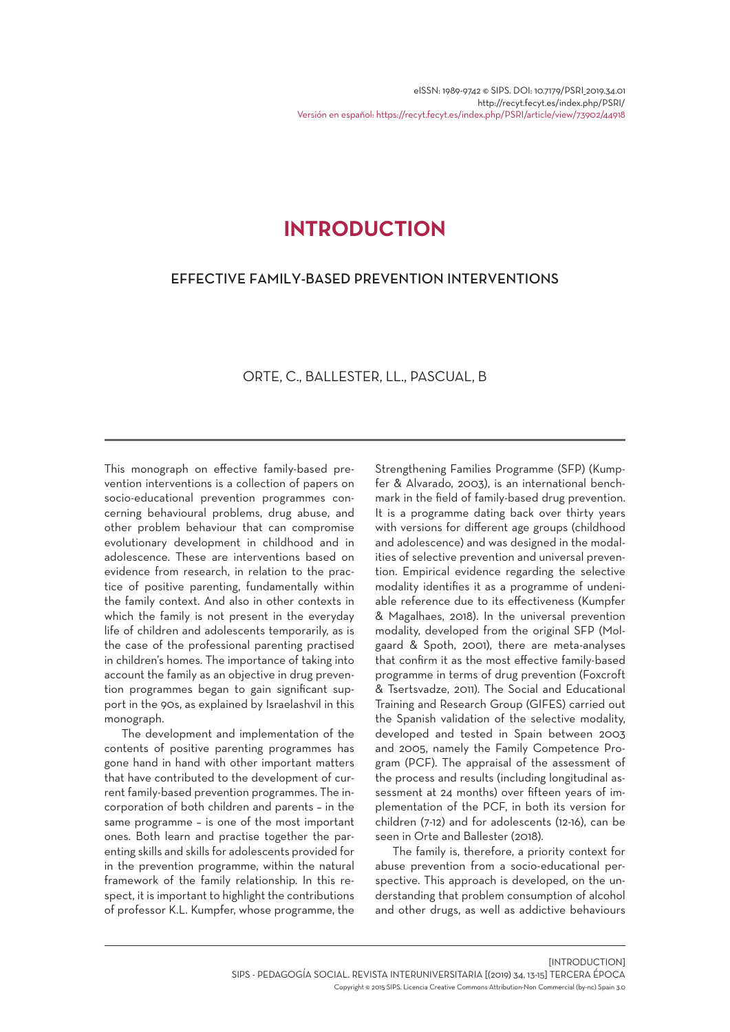# INTRODUCTION

## EFFECTIVE FAMILY-BASED PREVENTION INTERVENTIONS

ORTE, C., BALLESTER, LL., PASCUAL, B

This monograph on effective family-based prevention interventions is a collection of papers on socio-educational prevention programmes concerning behavioural problems, drug abuse, and other problem behaviour that can compromise evolutionary development in childhood and in adolescence. These are interventions based on evidence from research, in relation to the practice of positive parenting, fundamentally within the family context. And also in other contexts in which the family is not present in the everyday life of children and adolescents temporarily, as is the case of the professional parenting practised in children's homes. The importance of taking into account the family as an objective in drug prevention programmes began to gain significant support in the 90s, as explained by Israelashvil in this monograph.

The development and implementation of the contents of positive parenting programmes has gone hand in hand with other important matters that have contributed to the development of current family-based prevention programmes. The incorporation of both children and parents – in the same programme – is one of the most important ones. Both learn and practise together the parenting skills and skills for adolescents provided for in the prevention programme, within the natural framework of the family relationship. In this respect, it is important to highlight the contributions of professor K.L. Kumpfer, whose programme, the Strengthening Families Programme (SFP) (Kumpfer & Alvarado, 2003), is an international benchmark in the field of family-based drug prevention. It is a programme dating back over thirty years with versions for different age groups (childhood and adolescence) and was designed in the modalities of selective prevention and universal prevention. Empirical evidence regarding the selective modality identifies it as a programme of undeniable reference due to its effectiveness (Kumpfer & Magalhaes, 2018). In the universal prevention modality, developed from the original SFP (Molgaard & Spoth, 2001), there are meta-analyses that confirm it as the most effective family-based programme in terms of drug prevention (Foxcroft & Tsertsvadze, 2011). The Social and Educational Training and Research Group (GIFES) carried out the Spanish validation of the selective modality, developed and tested in Spain between 2003 and 2005, namely the Family Competence Program (PCF). The appraisal of the assessment of the process and results (including longitudinal assessment at 24 months) over fifteen years of implementation of the PCF, in both its version for children (7-12) and for adolescents (12-16), can be seen in Orte and Ballester (2018).

The family is, therefore, a priority context for abuse prevention from a socio-educational perspective. This approach is developed, on the understanding that problem consumption of alcohol and other drugs, as well as addictive behaviours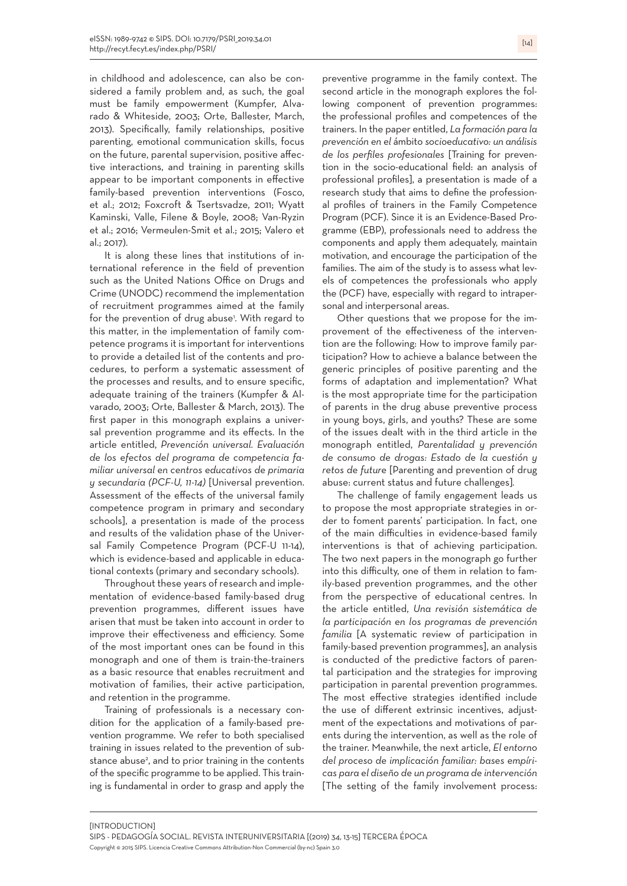in childhood and adolescence, can also be considered a family problem and, as such, the goal must be family empowerment (Kumpfer, Alvarado & Whiteside, 2003; Orte, Ballester, March, 2013). Specifically, family relationships, positive parenting, emotional communication skills, focus on the future, parental supervision, positive affective interactions, and training in parenting skills appear to be important components in effective family-based prevention interventions (Fosco, et al.; 2012; Foxcroft & Tsertsvadze, 2011; Wyatt Kaminski, Valle, Filene & Boyle, 2008; Van-Ryzin et al.; 2016; Vermeulen-Smit et al.; 2015; Valero et al.; 2017).

It is along these lines that institutions of international reference in the field of prevention such as the United Nations Office on Drugs and Crime (UNODC) recommend the implementation of recruitment programmes aimed at the family for the prevention of drug abuse[1]. With regard to this matter, in the implementation of family competence programs it is important for interventions to provide a detailed list of the contents and procedures, to perform a systematic assessment of the processes and results, and to ensure specific, adequate training of the trainers (Kumpfer & Alvarado, 2003; Orte, Ballester & March, 2013). The first paper in this monograph explains a universal prevention programme and its effects. In the article entitled, *Prevención universal. Evaluación de los efectos del programa de competencia familiar universal en centros educativos de primaria y secundaria (PCF-U, 11-14)* [Universal prevention. Assessment of the effects of the universal family competence program in primary and secondary schools], a presentation is made of the process and results of the validation phase of the Universal Family Competence Program (PCF-U 11-14), which is evidence-based and applicable in educational contexts (primary and secondary schools).

Throughout these years of research and implementation of evidence-based family-based drug prevention programmes, different issues have arisen that must be taken into account in order to improve their effectiveness and efficiency. Some of the most important ones can be found in this monograph and one of them is train-the-trainers as a basic resource that enables recruitment and motivation of families, their active participation, and retention in the programme.

Training of professionals is a necessary condition for the application of a family-based prevention programme. We refer to both specialised training in issues related to the prevention of substance abuse[2], and to prior training in the contents of the specific programme to be applied. This training is fundamental in order to grasp and apply the preventive programme in the family context. The second article in the monograph explores the following component of prevention programmes: the professional profiles and competences of the trainers. In the paper entitled, *La formación para la prevención en el ámbito socioeducativo: un análisis de los perfiles profesionales* [Training for prevention in the socio-educational field: an analysis of professional profiles], a presentation is made of a research study that aims to define the professional profiles of trainers in the Family Competence Program (PCF). Since it is an Evidence-Based Programme (EBP), professionals need to address the components and apply them adequately, maintain motivation, and encourage the participation of the families. The aim of the study is to assess what levels of competences the professionals who apply the (PCF) have, especially with regard to intrapersonal and interpersonal areas.

Other questions that we propose for the improvement of the effectiveness of the intervention are the following: How to improve family participation? How to achieve a balance between the generic principles of positive parenting and the forms of adaptation and implementation? What is the most appropriate time for the participation of parents in the drug abuse preventive process in young boys, girls, and youths? These are some of the issues dealt with in the third article in the monograph entitled, *Parentalidad y prevención de consumo de drogas: Estado de la cuestión y retos de future* [Parenting and prevention of drug abuse: current status and future challenges].

The challenge of family engagement leads us to propose the most appropriate strategies in order to foment parents' participation. In fact, one of the main difficulties in evidence-based family interventions is that of achieving participation. The two next papers in the monograph go further into this difficulty, one of them in relation to family-based prevention programmes, and the other from the perspective of educational centres. In the article entitled, *Una revisión sistemática de la participación en los programas de prevención familia* [A systematic review of participation in family-based prevention programmes], an analysis is conducted of the predictive factors of parental participation and the strategies for improving participation in parental prevention programmes. The most effective strategies identified include the use of different extrinsic incentives, adjustment of the expectations and motivations of parents during the intervention, as well as the role of the trainer. Meanwhile, the next article, *El entorno del proceso de implicación familiar: bases empíricas para el diseño de un programa de intervención* [The setting of the family involvement process: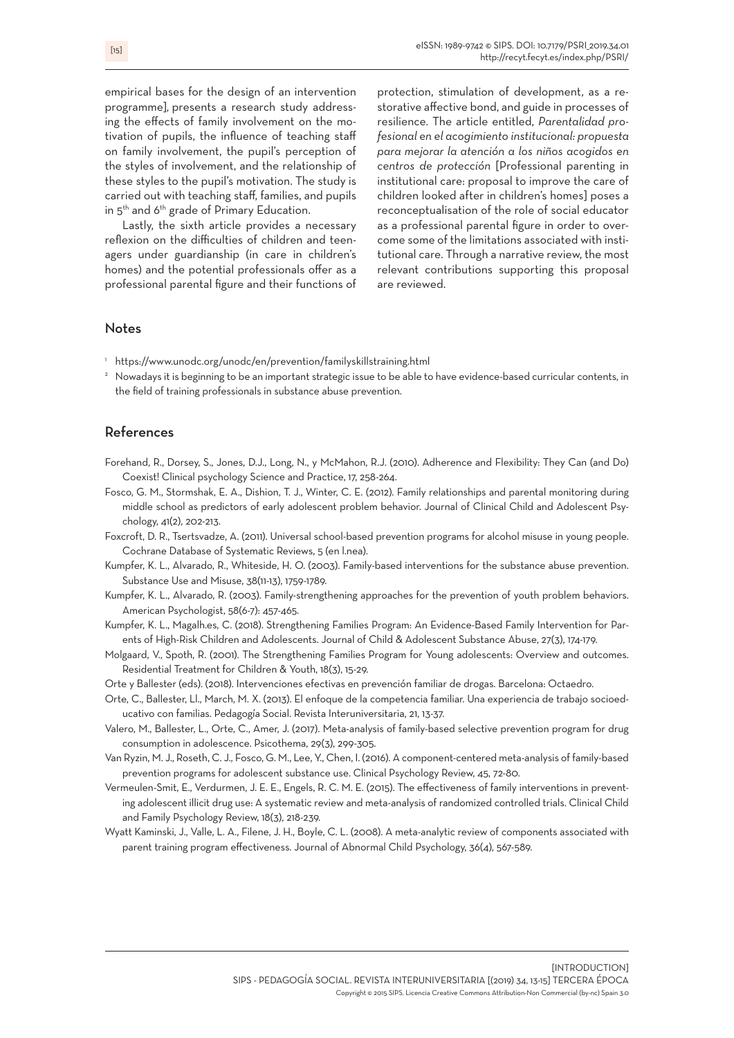empirical bases for the design of an intervention programme], presents a research study addressing the effects of family involvement on the motivation of pupils, the influence of teaching staff on family involvement, the pupil's perception of the styles of involvement, and the relationship of these styles to the pupil's motivation. The study is carried out with teaching staff, families, and pupils in 5th and 6th grade of Primary Education.

Lastly, the sixth article provides a necessary reflexion on the difficulties of children and teenagers under guardianship (in care in children's homes) and the potential professionals offer as a professional parental figure and their functions of protection, stimulation of development, as a restorative affective bond, and guide in processes of resilience. The article entitled, *Parentalidad profesional en el acogimiento institucional: propuesta para mejorar la atención a los niños acogidos en centros de protección* [Professional parenting in institutional care: proposal to improve the care of children looked after in children's homes] poses a reconceptualisation of the role of social educator as a professional parental figure in order to overcome some of the limitations associated with institutional care. Through a narrative review, the most relevant contributions supporting this proposal are reviewed.

## Notes

[1] https://www.unodc.org/unodc/en/prevention/familyskillstraining.html

[2] Nowadays it is beginning to be an important strategic issue to be able to have evidence-based curricular contents, in the field of training professionals in substance abuse prevention.

## References

Forehand, R., Dorsey, S., Jones, D.J., Long, N., y McMahon, R.J. (2010). Adherence and Flexibility: They Can (and Do) Coexist! Clinical psychology Science and Practice, 17, 258-264.

Fosco, G. M., Stormshak, E. A., Dishion, T. J., Winter, C. E. (2012). Family relationships and parental monitoring during middle school as predictors of early adolescent problem behavior. Journal of Clinical Child and Adolescent Psychology, 41(2), 202-213.

Foxcroft, D. R., Tsertsvadze, A. (2011). Universal school-based prevention programs for alcohol misuse in young people. Cochrane Database of Systematic Reviews, 5 (en l.nea).

Kumpfer, K. L., Alvarado, R., Whiteside, H. O. (2003). Family-based interventions for the substance abuse prevention. Substance Use and Misuse, 38(11-13), 1759-1789.

Kumpfer, K. L., Alvarado, R. (2003). Family-strengthening approaches for the prevention of youth problem behaviors. American Psychologist, 58(6-7): 457-465.

Kumpfer, K. L., Magalh.es, C. (2018). Strengthening Families Program: An Evidence-Based Family Intervention for Parents of High-Risk Children and Adolescents. Journal of Child & Adolescent Substance Abuse, 27(3), 174-179.

Molgaard, V., Spoth, R. (2001). The Strengthening Families Program for Young adolescents: Overview and outcomes. Residential Treatment for Children & Youth, 18(3), 15-29.

Orte y Ballester (eds). (2018). Intervenciones efectivas en prevención familiar de drogas. Barcelona: Octaedro.

Orte, C., Ballester, Ll., March, M. X. (2013). El enfoque de la competencia familiar. Una experiencia de trabajo socioeducativo con familias. Pedagogía Social. Revista Interuniversitaria, 21, 13-37.

Valero, M., Ballester, L., Orte, C., Amer, J. (2017). Meta-analysis of family-based selective prevention program for drug consumption in adolescence. Psicothema, 29(3), 299-305.

Van Ryzin, M. J., Roseth, C. J., Fosco, G. M., Lee, Y., Chen, I. (2016). A component-centered meta-analysis of family-based prevention programs for adolescent substance use. Clinical Psychology Review, 45, 72-80.

Vermeulen-Smit, E., Verdurmen, J. E. E., Engels, R. C. M. E. (2015). The effectiveness of family interventions in preventing adolescent illicit drug use: A systematic review and meta-analysis of randomized controlled trials. Clinical Child and Family Psychology Review, 18(3), 218-239.

Wyatt Kaminski, J., Valle, L. A., Filene, J. H., Boyle, C. L. (2008). A meta-analytic review of components associated with parent training program effectiveness. Journal of Abnormal Child Psychology, 36(4), 567-589.